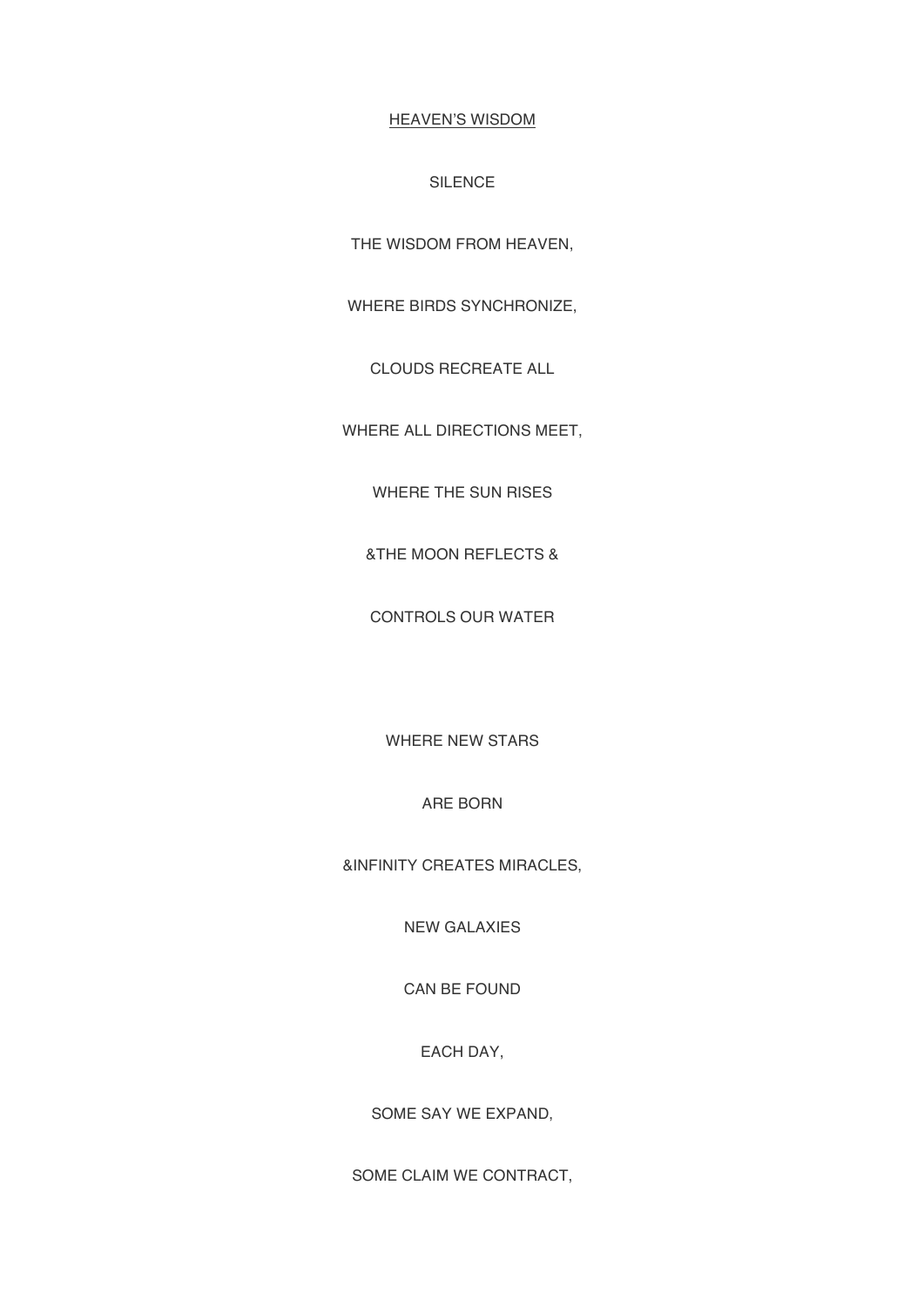<u>HEAVEN'S WISDOM</u>

SILENCE

THE WISDOM FROM HEAVEN,

WHERE BIRDS SYNCHRONIZE,

CLOUDS RECREATE ALL

WHERE ALL DIRECTIONS MEET,

WHERE THE SUN RISES

&THE MOON REFLECTS &

CONTROLS OUR WATER

WHERE NEW STARS

ARE BORN

&INFINITY CREATES MIRACLES,

NEW GALAXIES

CAN BE FOUND

EACH DAY,

SOME SAY WE EXPAND,

SOME CLAIM WE CONTRACT,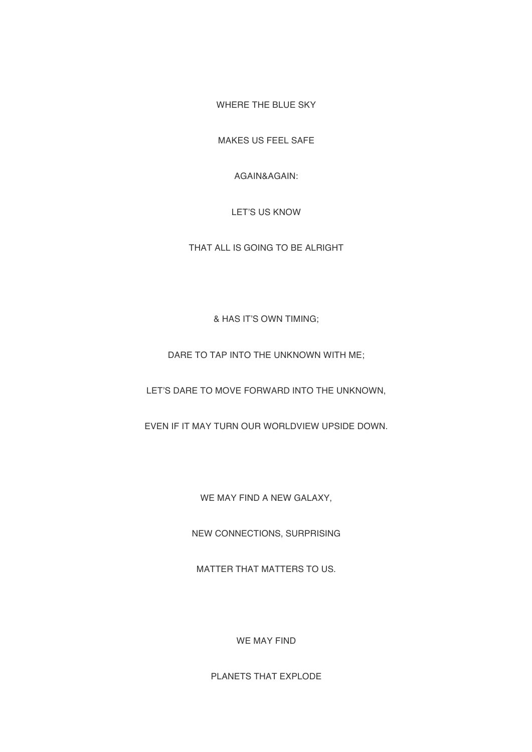WHERE THE BLUE SKY

MAKES US FEEL SAFE

AGAIN&AGAIN:

LET'S US KNOW

THAT ALL IS GOING TO BE ALRIGHT

& HAS IT'S OWN TIMING;

DARE TO TAP INTO THE UNKNOWN WITH ME;

LET'S DARE TO MOVE FORWARD INTO THE UNKNOWN,

EVEN IF IT MAY TURN OUR WORLDVIEW UPSIDE DOWN.

WE MAY FIND A NEW GALAXY,

NEW CONNECTIONS, SURPRISING

MATTER THAT MATTERS TO US.

WE MAY FIND

PLANETS THAT EXPLODE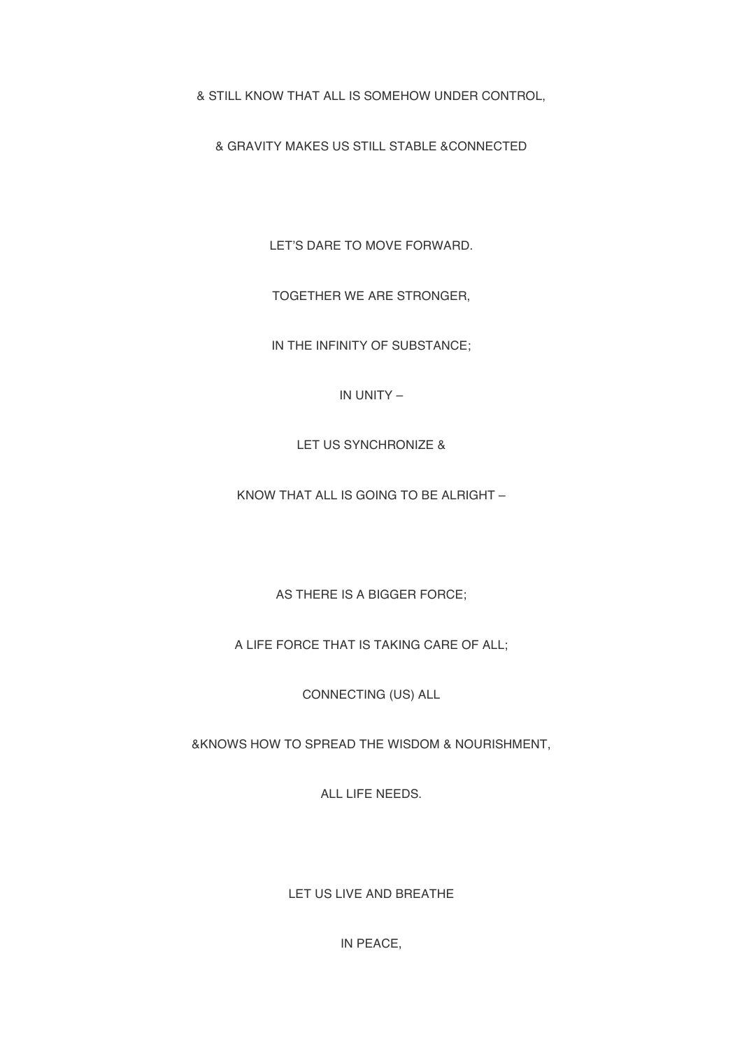& STILL KNOW THAT ALL IS SOMEHOW UNDER CONTROL,

& GRAVITY MAKES US STILL STABLE &CONNECTED

LET'S DARE TO MOVE FORWARD.

TOGETHER WE ARE STRONGER,

IN THE INFINITY OF SUBSTANCE;

IN UNITY –

LET US SYNCHRONIZE &

KNOW THAT ALL IS GOING TO BE ALRIGHT –

AS THERE IS A BIGGER FORCE;

A LIFE FORCE THAT IS TAKING CARE OF ALL;

CONNECTING (US) ALL

&KNOWS HOW TO SPREAD THE WISDOM & NOURISHMENT,

ALL LIFE NEEDS.

LET US LIVE AND BREATHE

IN PEACE,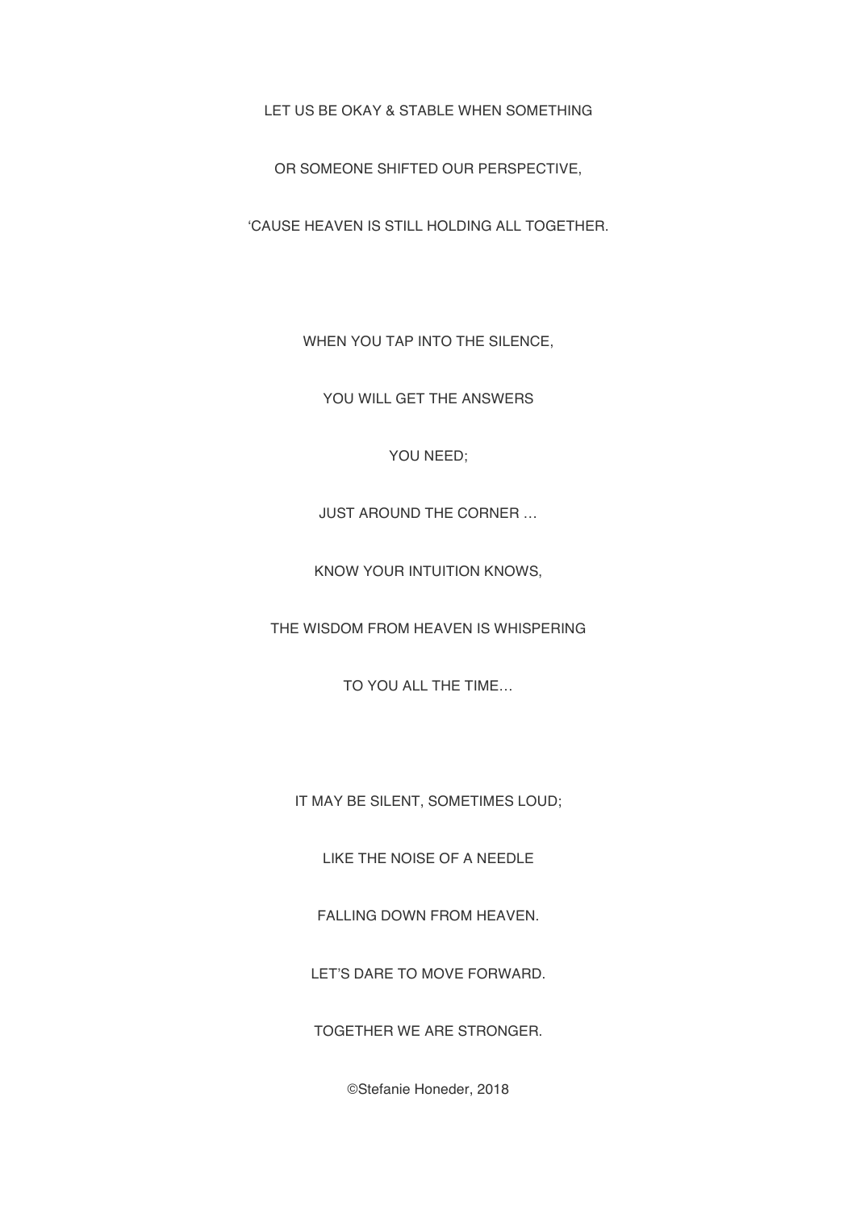LET US BE OKAY & STABLE WHEN SOMETHING

OR SOMEONE SHIFTED OUR PERSPECTIVE,

'CAUSE HEAVEN IS STILL HOLDING ALL TOGETHER.

WHEN YOU TAP INTO THE SILENCE,

YOU WILL GET THE ANSWERS

YOU NEED;

JUST AROUND THE CORNER …

KNOW YOUR INTUITION KNOWS,

THE WISDOM FROM HEAVEN IS WHISPERING

TO YOU ALL THE TIME…

IT MAY BE SILENT, SOMETIMES LOUD;

LIKE THE NOISE OF A NEEDLE

FALLING DOWN FROM HEAVEN.

LET'S DARE TO MOVE FORWARD.

TOGETHER WE ARE STRONGER.

©Stefanie Honeder, 2018